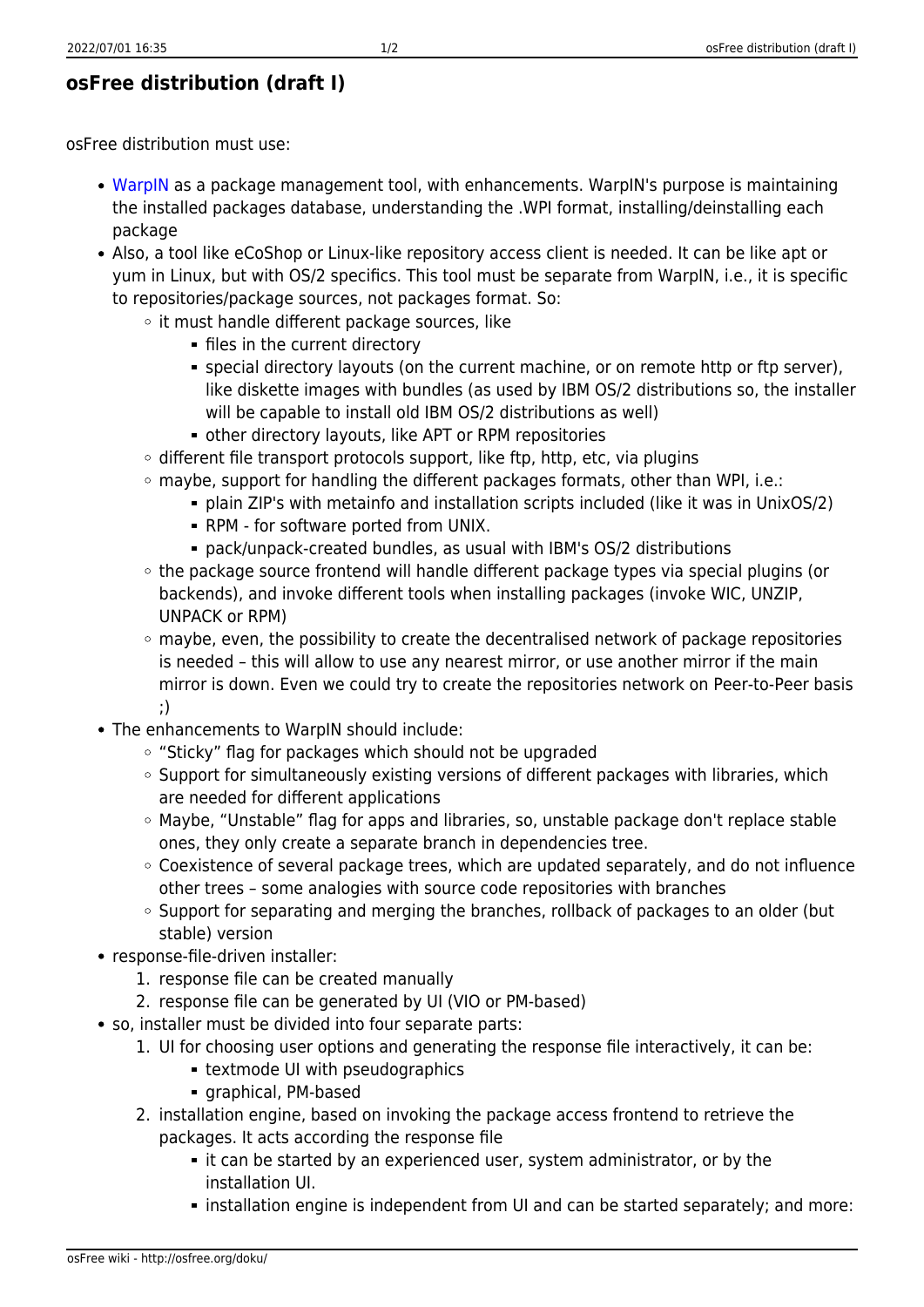## osFree distribution (draft I)

osFree distribution must use:

- WarpIN as a package management tool, with enhancements. WarpIN's purpose is maintaining the installed packages database, understanding the .WPI format, installing/deinstalling each package
- Also, a tool like eCoShop or Linux-like repository access client is needed. It can be like apt or yum in Linux, but with OS/2 specifics. This tool must be separate from WarpIN, i.e., it is specific to repositories/package sources, not packages format. So:
    - it must handle different package sources, like
        - files in the current directory
        - special directory layouts (on the current machine, or on remote http or ftp server), like diskette images with bundles (as used by IBM OS/2 distributions so, the installer will be capable to install old IBM OS/2 distributions as well)
        - other directory layouts, like APT or RPM repositories
    - different file transport protocols support, like ftp, http, etc, via plugins
    - maybe, support for handling the different packages formats, other than WPI, i.e.:
        - plain ZIP's with metainfo and installation scripts included (like it was in UnixOS/2)
        - RPM - for software ported from UNIX.
        - pack/unpack-created bundles, as usual with IBM's OS/2 distributions
    - the package source frontend will handle different package types via special plugins (or backends), and invoke different tools when installing packages (invoke WIC, UNZIP, UNPACK or RPM)
    - maybe, even, the possibility to create the decentralised network of package repositories is needed – this will allow to use any nearest mirror, or use another mirror if the main mirror is down. Even we could try to create the repositories network on Peer-to-Peer basis ;)
- The enhancements to WarpIN should include:
    - "Sticky" flag for packages which should not be upgraded
    - Support for simultaneously existing versions of different packages with libraries, which are needed for different applications
    - Maybe, "Unstable" flag for apps and libraries, so, unstable package don't replace stable ones, they only create a separate branch in dependencies tree.
    - Coexistence of several package trees, which are updated separately, and do not influence other trees – some analogies with source code repositories with branches
    - Support for separating and merging the branches, rollback of packages to an older (but stable) version
- response-file-driven installer:
    1. response file can be created manually
    2. response file can be generated by UI (VIO or PM-based)
- so, installer must be divided into four separate parts:
    1. UI for choosing user options and generating the response file interactively, it can be:
        - textmode UI with pseudographics
        - graphical, PM-based
    2. installation engine, based on invoking the package access frontend to retrieve the packages. It acts according the response file
        - it can be started by an experienced user, system administrator, or by the installation UI.
        - installation engine is independent from UI and can be started separately; and more: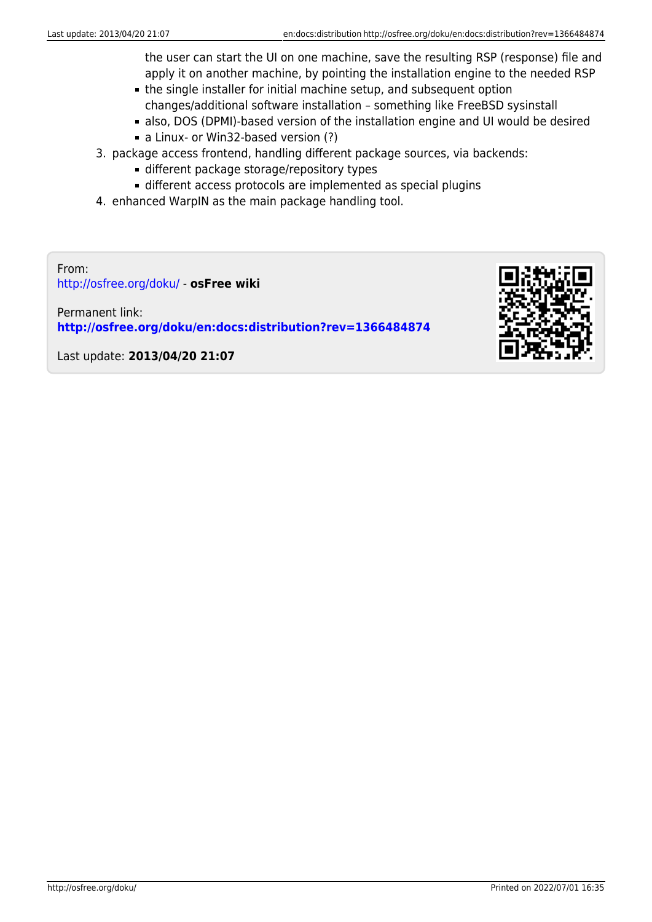the user can start the UI on one machine, save the resulting RSP (response) file and apply it on another machine, by pointing the installation engine to the needed RSP
  - the single installer for initial machine setup, and subsequent option changes/additional software installation – something like FreeBSD sysinstall
  - also, DOS (DPMI)-based version of the installation engine and UI would be desired
  - a Linux- or Win32-based version (?)

3. package access frontend, handling different package sources, via backends:
   - different package storage/repository types
   - different access protocols are implemented as special plugins
4. enhanced WarpIN as the main package handling tool.

From:
http://osfree.org/doku/ - **osFree wiki**

Permanent link:
**http://osfree.org/doku/en:docs:distribution?rev=1366484874**

Last update: **2013/04/20 21:07**